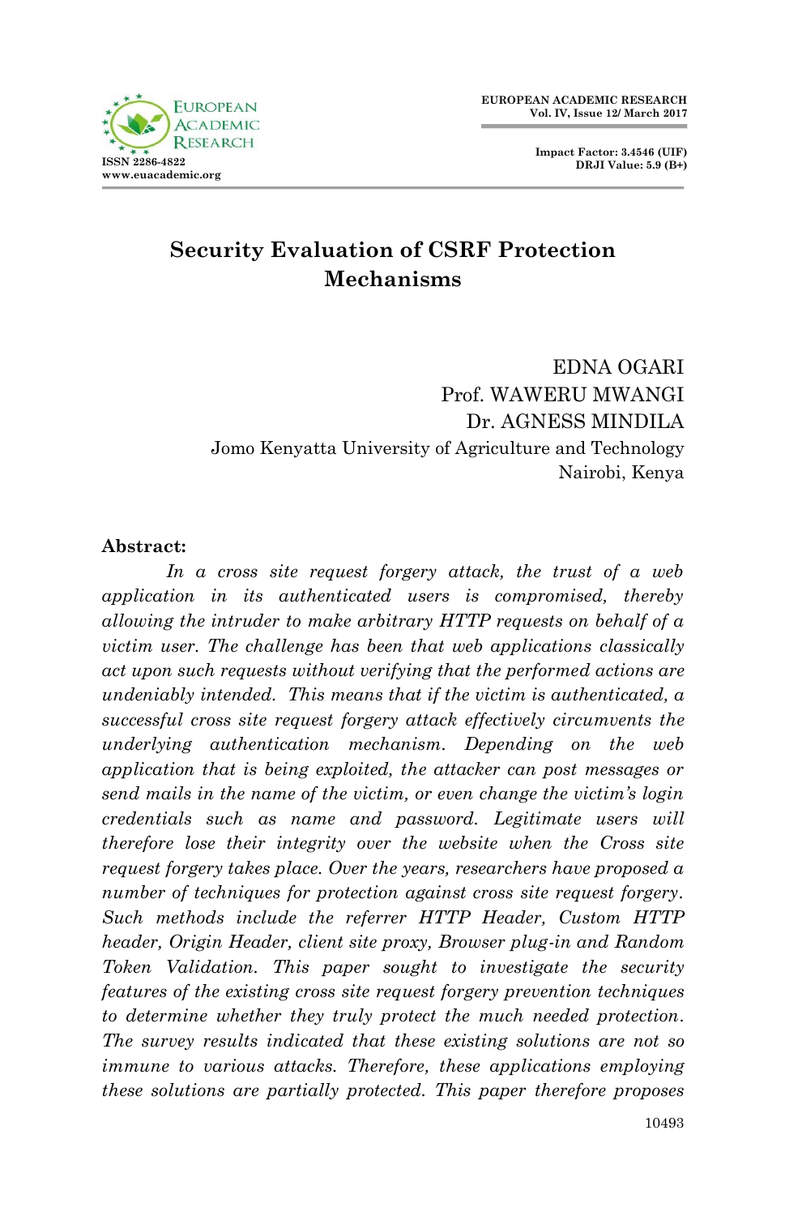# Security Evaluation of CSRF Protection Mechanisms

EDNA OGARI
Prof. WAWERU MWANGI
Dr. AGNESS MINDILA
Jomo Kenyatta University of Agriculture and Technology
Nairobi, Kenya

**Abstract:**

*In a cross site request forgery attack, the trust of a web application in its authenticated users is compromised, thereby allowing the intruder to make arbitrary HTTP requests on behalf of a victim user. The challenge has been that web applications classically act upon such requests without verifying that the performed actions are undeniably intended. This means that if the victim is authenticated, a successful cross site request forgery attack effectively circumvents the underlying authentication mechanism. Depending on the web application that is being exploited, the attacker can post messages or send mails in the name of the victim, or even change the victim's login credentials such as name and password. Legitimate users will therefore lose their integrity over the website when the Cross site request forgery takes place. Over the years, researchers have proposed a number of techniques for protection against cross site request forgery. Such methods include the referrer HTTP Header, Custom HTTP header, Origin Header, client site proxy, Browser plug-in and Random Token Validation. This paper sought to investigate the security features of the existing cross site request forgery prevention techniques to determine whether they truly protect the much needed protection. The survey results indicated that these existing solutions are not so immune to various attacks. Therefore, these applications employing these solutions are partially protected. This paper therefore proposes*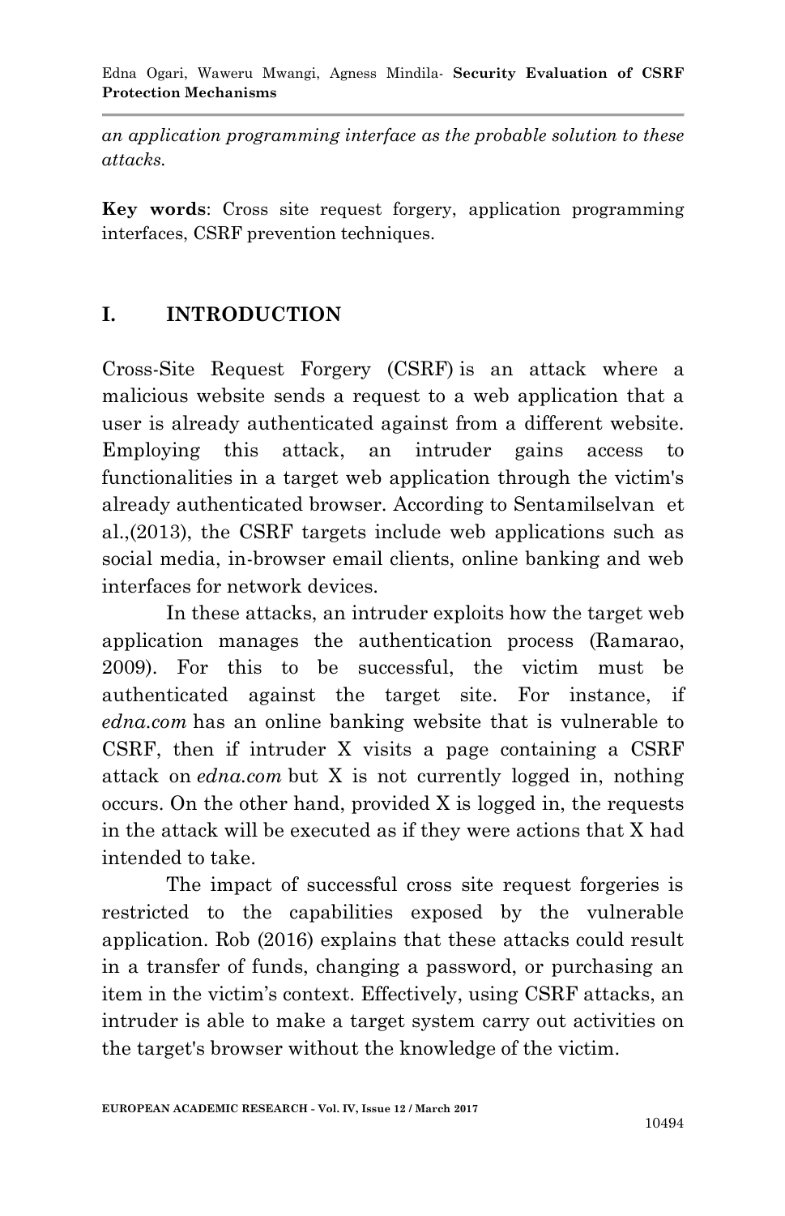*an application programming interface as the probable solution to these attacks.*

**Key words**: Cross site request forgery, application programming interfaces, CSRF prevention techniques.

## I. INTRODUCTION

Cross-Site Request Forgery (CSRF) is an attack where a malicious website sends a request to a web application that a user is already authenticated against from a different website. Employing this attack, an intruder gains access to functionalities in a target web application through the victim's already authenticated browser. According to Sentamilselvan et al.,(2013), the CSRF targets include web applications such as social media, in-browser email clients, online banking and web interfaces for network devices.

In these attacks, an intruder exploits how the target web application manages the authentication process (Ramarao, 2009). For this to be successful, the victim must be authenticated against the target site. For instance, if *edna.com* has an online banking website that is vulnerable to CSRF, then if intruder X visits a page containing a CSRF attack on *edna.com* but X is not currently logged in, nothing occurs. On the other hand, provided X is logged in, the requests in the attack will be executed as if they were actions that X had intended to take.

The impact of successful cross site request forgeries is restricted to the capabilities exposed by the vulnerable application. Rob (2016) explains that these attacks could result in a transfer of funds, changing a password, or purchasing an item in the victim's context. Effectively, using CSRF attacks, an intruder is able to make a target system carry out activities on the target's browser without the knowledge of the victim.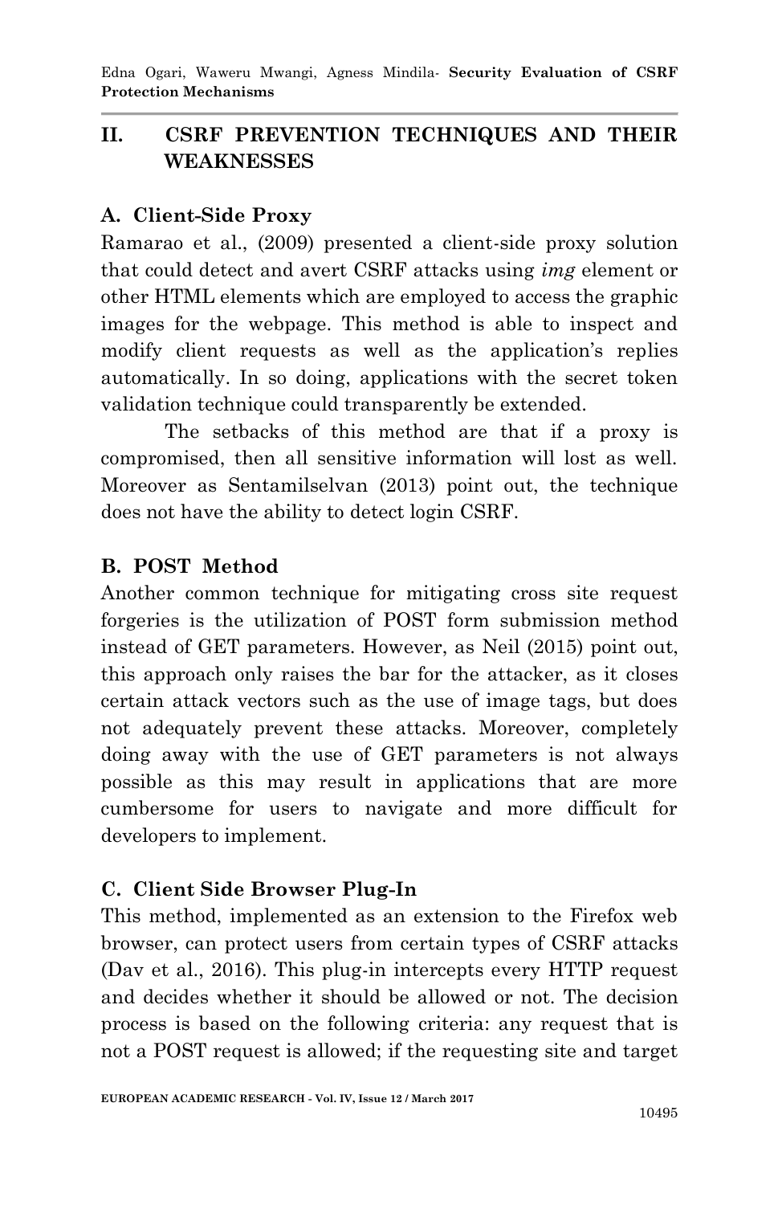## II. CSRF PREVENTION TECHNIQUES AND THEIR WEAKNESSES

### A. Client-Side Proxy

Ramarao et al., (2009) presented a client-side proxy solution that could detect and avert CSRF attacks using *img* element or other HTML elements which are employed to access the graphic images for the webpage. This method is able to inspect and modify client requests as well as the application's replies automatically. In so doing, applications with the secret token validation technique could transparently be extended.

The setbacks of this method are that if a proxy is compromised, then all sensitive information will lost as well. Moreover as Sentamilselvan (2013) point out, the technique does not have the ability to detect login CSRF.

### B. POST Method

Another common technique for mitigating cross site request forgeries is the utilization of POST form submission method instead of GET parameters. However, as Neil (2015) point out, this approach only raises the bar for the attacker, as it closes certain attack vectors such as the use of image tags, but does not adequately prevent these attacks. Moreover, completely doing away with the use of GET parameters is not always possible as this may result in applications that are more cumbersome for users to navigate and more difficult for developers to implement.

### C. Client Side Browser Plug-In

This method, implemented as an extension to the Firefox web browser, can protect users from certain types of CSRF attacks (Dav et al., 2016). This plug-in intercepts every HTTP request and decides whether it should be allowed or not. The decision process is based on the following criteria: any request that is not a POST request is allowed; if the requesting site and target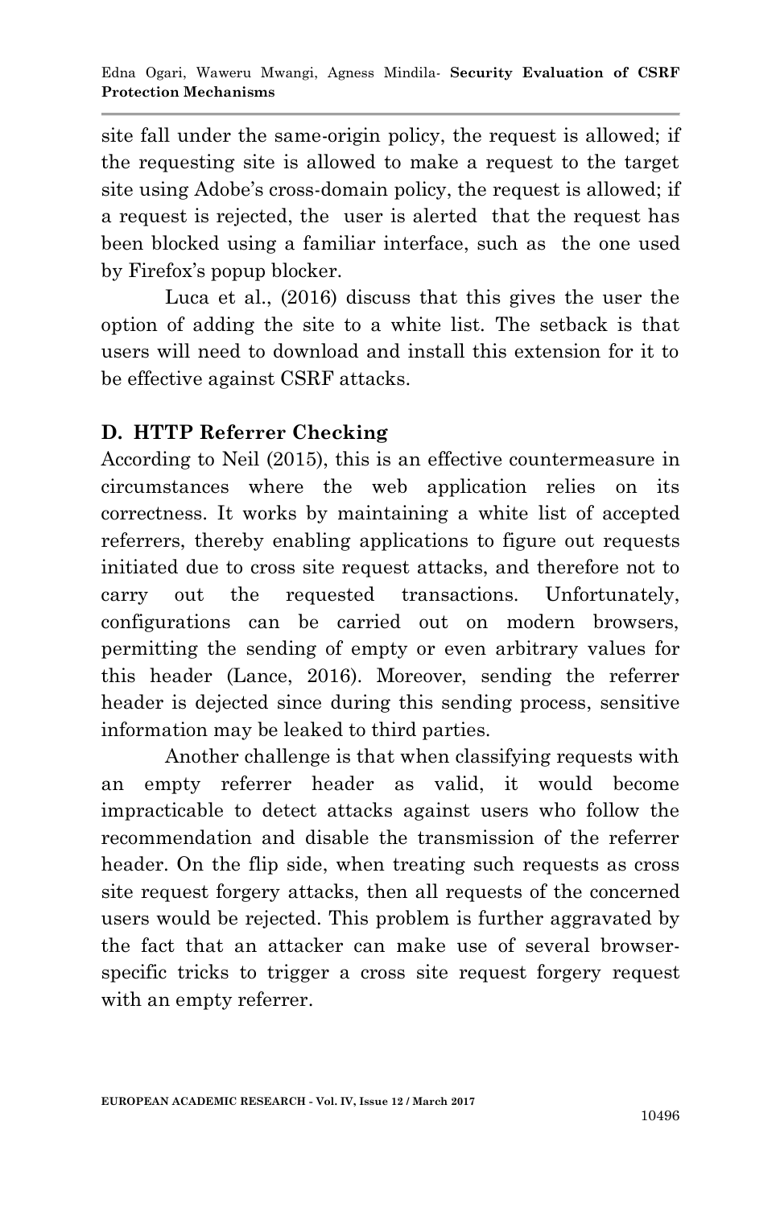site fall under the same-origin policy, the request is allowed; if the requesting site is allowed to make a request to the target site using Adobe's cross-domain policy, the request is allowed; if a request is rejected, the user is alerted that the request has been blocked using a familiar interface, such as the one used by Firefox's popup blocker.

Luca et al., (2016) discuss that this gives the user the option of adding the site to a white list. The setback is that users will need to download and install this extension for it to be effective against CSRF attacks.

## D. HTTP Referrer Checking

According to Neil (2015), this is an effective countermeasure in circumstances where the web application relies on its correctness. It works by maintaining a white list of accepted referrers, thereby enabling applications to figure out requests initiated due to cross site request attacks, and therefore not to carry out the requested transactions. Unfortunately, configurations can be carried out on modern browsers, permitting the sending of empty or even arbitrary values for this header (Lance, 2016). Moreover, sending the referrer header is dejected since during this sending process, sensitive information may be leaked to third parties.

Another challenge is that when classifying requests with an empty referrer header as valid, it would become impracticable to detect attacks against users who follow the recommendation and disable the transmission of the referrer header. On the flip side, when treating such requests as cross site request forgery attacks, then all requests of the concerned users would be rejected. This problem is further aggravated by the fact that an attacker can make use of several browser-specific tricks to trigger a cross site request forgery request with an empty referrer.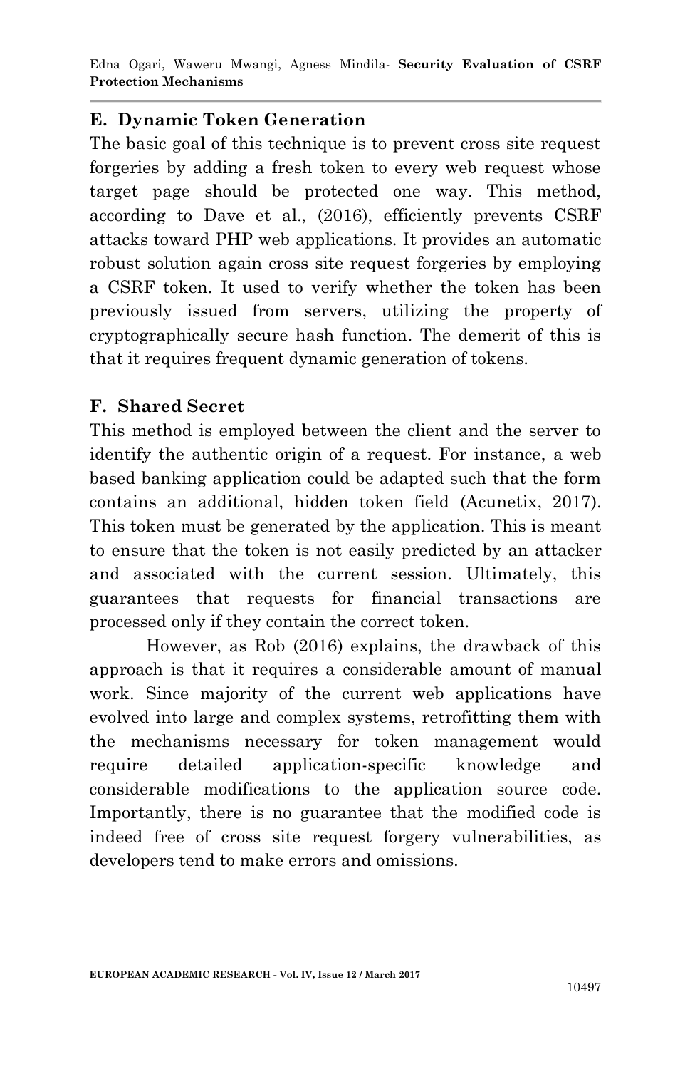### E. Dynamic Token Generation

The basic goal of this technique is to prevent cross site request forgeries by adding a fresh token to every web request whose target page should be protected one way. This method, according to Dave et al., (2016), efficiently prevents CSRF attacks toward PHP web applications. It provides an automatic robust solution again cross site request forgeries by employing a CSRF token. It used to verify whether the token has been previously issued from servers, utilizing the property of cryptographically secure hash function. The demerit of this is that it requires frequent dynamic generation of tokens.

### F. Shared Secret

This method is employed between the client and the server to identify the authentic origin of a request. For instance, a web based banking application could be adapted such that the form contains an additional, hidden token field (Acunetix, 2017). This token must be generated by the application. This is meant to ensure that the token is not easily predicted by an attacker and associated with the current session. Ultimately, this guarantees that requests for financial transactions are processed only if they contain the correct token.

However, as Rob (2016) explains, the drawback of this approach is that it requires a considerable amount of manual work. Since majority of the current web applications have evolved into large and complex systems, retrofitting them with the mechanisms necessary for token management would require detailed application-specific knowledge and considerable modifications to the application source code. Importantly, there is no guarantee that the modified code is indeed free of cross site request forgery vulnerabilities, as developers tend to make errors and omissions.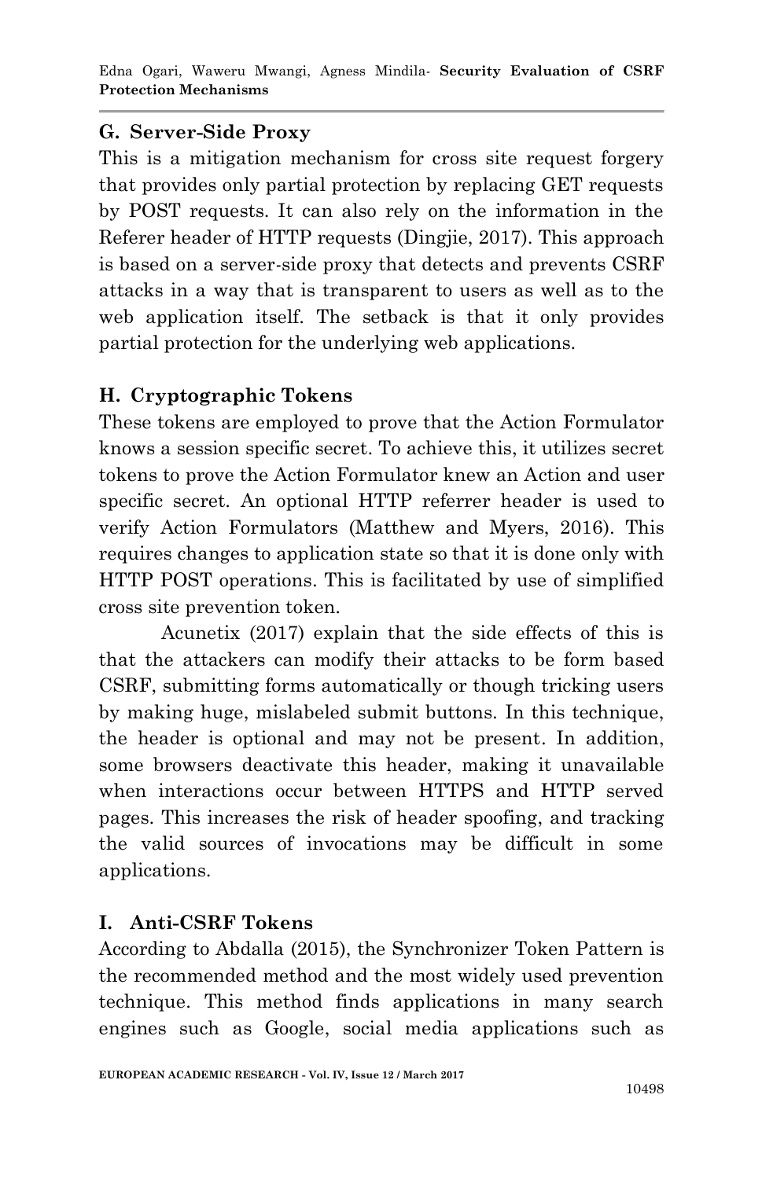### G. Server-Side Proxy

This is a mitigation mechanism for cross site request forgery that provides only partial protection by replacing GET requests by POST requests. It can also rely on the information in the Referer header of HTTP requests (Dingjie, 2017). This approach is based on a server-side proxy that detects and prevents CSRF attacks in a way that is transparent to users as well as to the web application itself. The setback is that it only provides partial protection for the underlying web applications.

### H. Cryptographic Tokens

These tokens are employed to prove that the Action Formulator knows a session specific secret. To achieve this, it utilizes secret tokens to prove the Action Formulator knew an Action and user specific secret. An optional HTTP referrer header is used to verify Action Formulators (Matthew and Myers, 2016). This requires changes to application state so that it is done only with HTTP POST operations. This is facilitated by use of simplified cross site prevention token.

Acunetix (2017) explain that the side effects of this is that the attackers can modify their attacks to be form based CSRF, submitting forms automatically or though tricking users by making huge, mislabeled submit buttons. In this technique, the header is optional and may not be present. In addition, some browsers deactivate this header, making it unavailable when interactions occur between HTTPS and HTTP served pages. This increases the risk of header spoofing, and tracking the valid sources of invocations may be difficult in some applications.

### I. Anti-CSRF Tokens

According to Abdalla (2015), the Synchronizer Token Pattern is the recommended method and the most widely used prevention technique. This method finds applications in many search engines such as Google, social media applications such as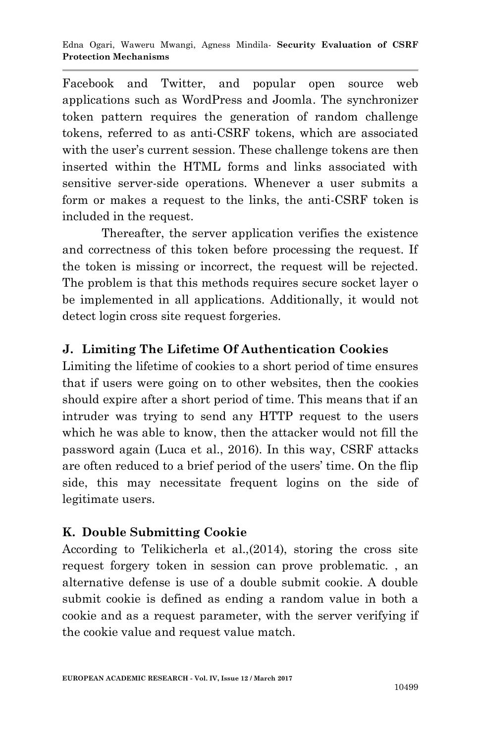Facebook and Twitter, and popular open source web applications such as WordPress and Joomla. The synchronizer token pattern requires the generation of random challenge tokens, referred to as anti-CSRF tokens, which are associated with the user's current session. These challenge tokens are then inserted within the HTML forms and links associated with sensitive server-side operations. Whenever a user submits a form or makes a request to the links, the anti-CSRF token is included in the request.

Thereafter, the server application verifies the existence and correctness of this token before processing the request. If the token is missing or incorrect, the request will be rejected. The problem is that this methods requires secure socket layer o be implemented in all applications. Additionally, it would not detect login cross site request forgeries.

### J. Limiting The Lifetime Of Authentication Cookies

Limiting the lifetime of cookies to a short period of time ensures that if users were going on to other websites, then the cookies should expire after a short period of time. This means that if an intruder was trying to send any HTTP request to the users which he was able to know, then the attacker would not fill the password again (Luca et al., 2016). In this way, CSRF attacks are often reduced to a brief period of the users' time. On the flip side, this may necessitate frequent logins on the side of legitimate users.

### K. Double Submitting Cookie

According to Telikicherla et al.,(2014), storing the cross site request forgery token in session can prove problematic. , an alternative defense is use of a double submit cookie. A double submit cookie is defined as ending a random value in both a cookie and as a request parameter, with the server verifying if the cookie value and request value match.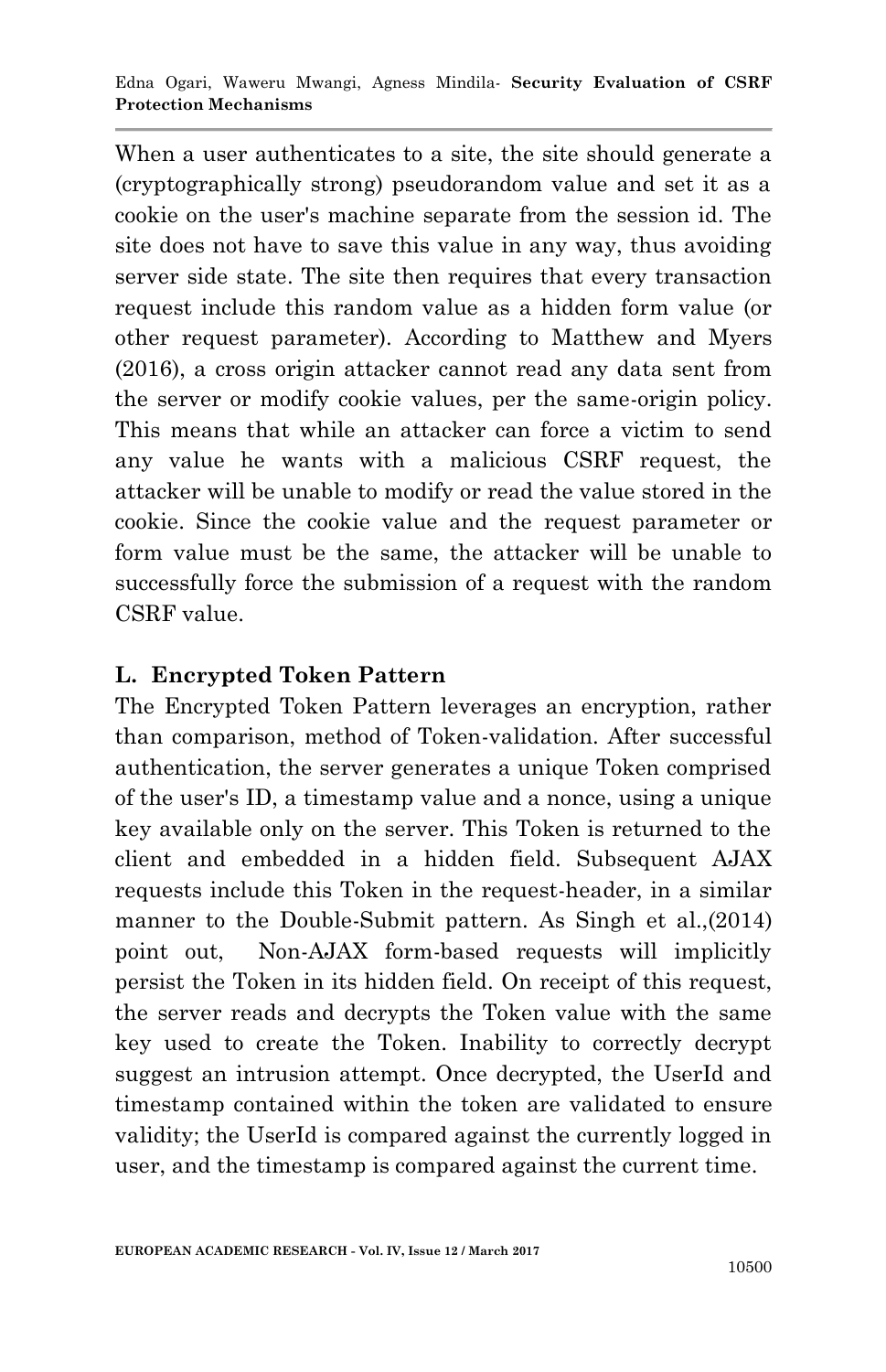When a user authenticates to a site, the site should generate a (cryptographically strong) pseudorandom value and set it as a cookie on the user's machine separate from the session id. The site does not have to save this value in any way, thus avoiding server side state. The site then requires that every transaction request include this random value as a hidden form value (or other request parameter). According to Matthew and Myers (2016), a cross origin attacker cannot read any data sent from the server or modify cookie values, per the same-origin policy. This means that while an attacker can force a victim to send any value he wants with a malicious CSRF request, the attacker will be unable to modify or read the value stored in the cookie. Since the cookie value and the request parameter or form value must be the same, the attacker will be unable to successfully force the submission of a request with the random CSRF value.

### L. Encrypted Token Pattern

The Encrypted Token Pattern leverages an encryption, rather than comparison, method of Token-validation. After successful authentication, the server generates a unique Token comprised of the user's ID, a timestamp value and a nonce, using a unique key available only on the server. This Token is returned to the client and embedded in a hidden field. Subsequent AJAX requests include this Token in the request-header, in a similar manner to the Double-Submit pattern. As Singh et al.,(2014) point out, Non-AJAX form-based requests will implicitly persist the Token in its hidden field. On receipt of this request, the server reads and decrypts the Token value with the same key used to create the Token. Inability to correctly decrypt suggest an intrusion attempt. Once decrypted, the UserId and timestamp contained within the token are validated to ensure validity; the UserId is compared against the currently logged in user, and the timestamp is compared against the current time.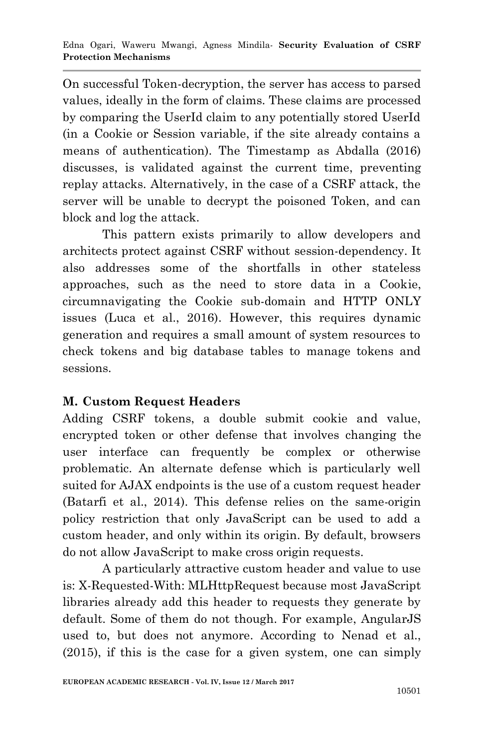On successful Token-decryption, the server has access to parsed values, ideally in the form of claims. These claims are processed by comparing the UserId claim to any potentially stored UserId (in a Cookie or Session variable, if the site already contains a means of authentication). The Timestamp as Abdalla (2016) discusses, is validated against the current time, preventing replay attacks. Alternatively, in the case of a CSRF attack, the server will be unable to decrypt the poisoned Token, and can block and log the attack.

This pattern exists primarily to allow developers and architects protect against CSRF without session-dependency. It also addresses some of the shortfalls in other stateless approaches, such as the need to store data in a Cookie, circumnavigating the Cookie sub-domain and HTTP ONLY issues (Luca et al., 2016). However, this requires dynamic generation and requires a small amount of system resources to check tokens and big database tables to manage tokens and sessions.

### M. Custom Request Headers

Adding CSRF tokens, a double submit cookie and value, encrypted token or other defense that involves changing the user interface can frequently be complex or otherwise problematic. An alternate defense which is particularly well suited for AJAX endpoints is the use of a custom request header (Batarfi et al., 2014). This defense relies on the same-origin policy restriction that only JavaScript can be used to add a custom header, and only within its origin. By default, browsers do not allow JavaScript to make cross origin requests.

A particularly attractive custom header and value to use is: X-Requested-With: MLHttpRequest because most JavaScript libraries already add this header to requests they generate by default. Some of them do not though. For example, AngularJS used to, but does not anymore. According to Nenad et al., (2015), if this is the case for a given system, one can simply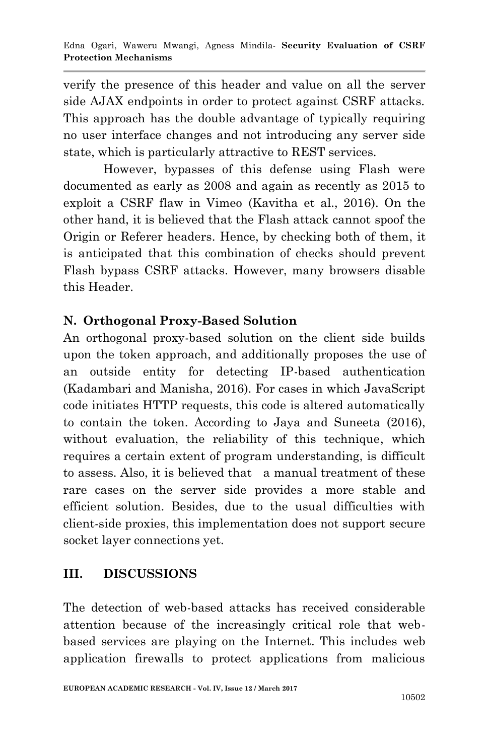verify the presence of this header and value on all the server side AJAX endpoints in order to protect against CSRF attacks. This approach has the double advantage of typically requiring no user interface changes and not introducing any server side state, which is particularly attractive to REST services.

However, bypasses of this defense using Flash were documented as early as 2008 and again as recently as 2015 to exploit a CSRF flaw in Vimeo (Kavitha et al., 2016). On the other hand, it is believed that the Flash attack cannot spoof the Origin or Referer headers. Hence, by checking both of them, it is anticipated that this combination of checks should prevent Flash bypass CSRF attacks. However, many browsers disable this Header.

### N. Orthogonal Proxy-Based Solution

An orthogonal proxy-based solution on the client side builds upon the token approach, and additionally proposes the use of an outside entity for detecting IP-based authentication (Kadambari and Manisha, 2016). For cases in which JavaScript code initiates HTTP requests, this code is altered automatically to contain the token. According to Jaya and Suneeta (2016), without evaluation, the reliability of this technique, which requires a certain extent of program understanding, is difficult to assess. Also, it is believed that a manual treatment of these rare cases on the server side provides a more stable and efficient solution. Besides, due to the usual difficulties with client-side proxies, this implementation does not support secure socket layer connections yet.

## III. DISCUSSIONS

The detection of web-based attacks has received considerable attention because of the increasingly critical role that web-based services are playing on the Internet. This includes web application firewalls to protect applications from malicious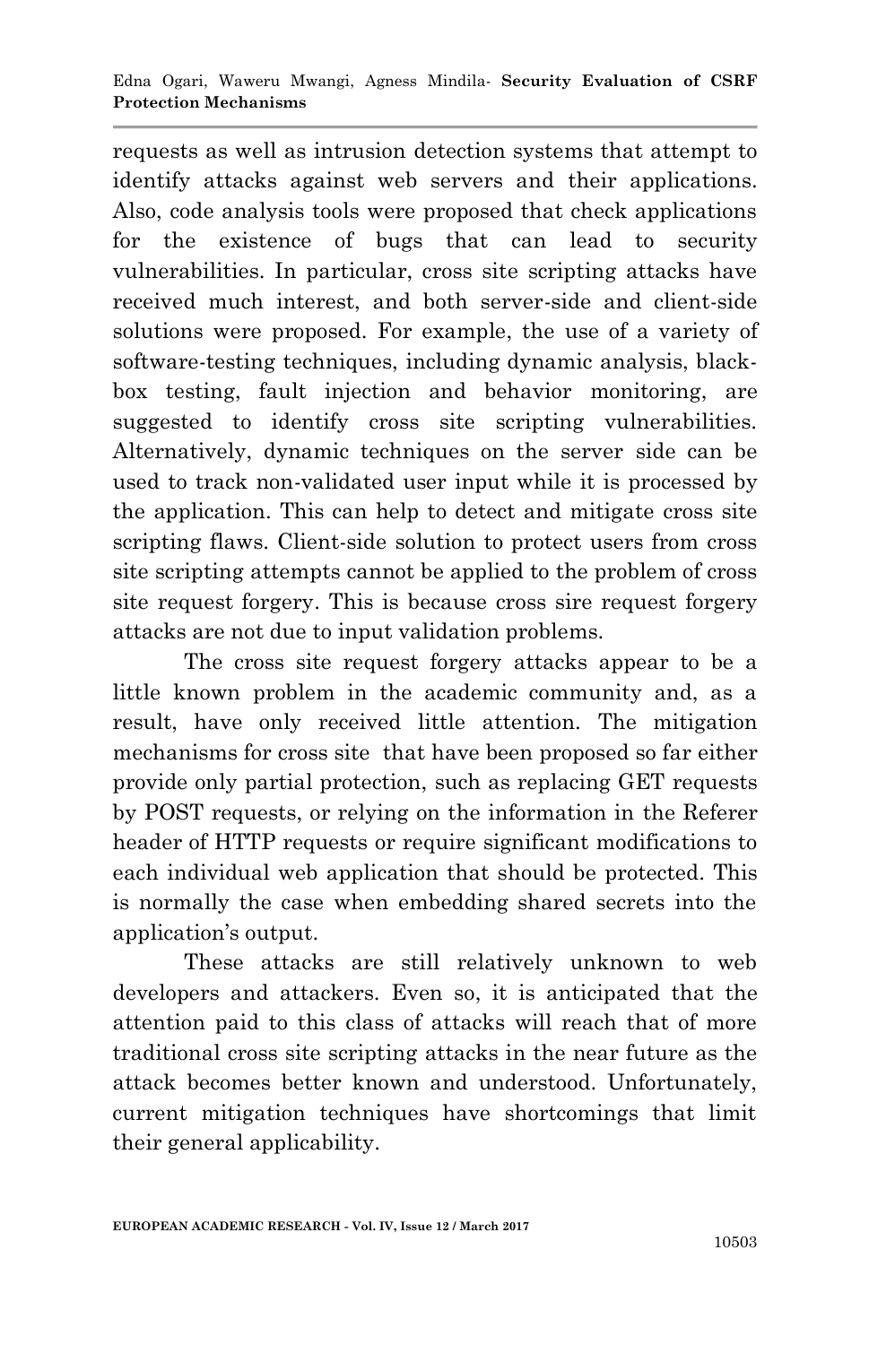requests as well as intrusion detection systems that attempt to identify attacks against web servers and their applications. Also, code analysis tools were proposed that check applications for the existence of bugs that can lead to security vulnerabilities. In particular, cross site scripting attacks have received much interest, and both server-side and client-side solutions were proposed. For example, the use of a variety of software-testing techniques, including dynamic analysis, black-box testing, fault injection and behavior monitoring, are suggested to identify cross site scripting vulnerabilities. Alternatively, dynamic techniques on the server side can be used to track non-validated user input while it is processed by the application. This can help to detect and mitigate cross site scripting flaws. Client-side solution to protect users from cross site scripting attempts cannot be applied to the problem of cross site request forgery. This is because cross sire request forgery attacks are not due to input validation problems.

The cross site request forgery attacks appear to be a little known problem in the academic community and, as a result, have only received little attention. The mitigation mechanisms for cross site that have been proposed so far either provide only partial protection, such as replacing GET requests by POST requests, or relying on the information in the Referer header of HTTP requests or require significant modifications to each individual web application that should be protected. This is normally the case when embedding shared secrets into the application's output.

These attacks are still relatively unknown to web developers and attackers. Even so, it is anticipated that the attention paid to this class of attacks will reach that of more traditional cross site scripting attacks in the near future as the attack becomes better known and understood. Unfortunately, current mitigation techniques have shortcomings that limit their general applicability.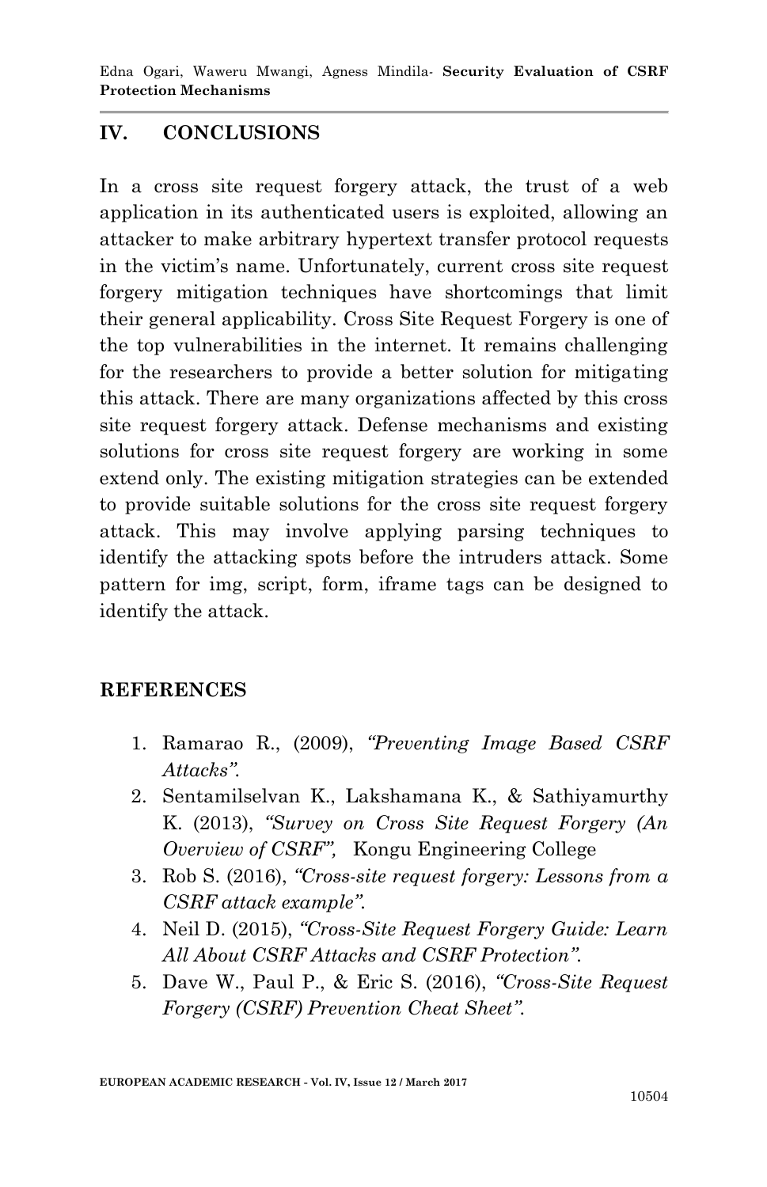## IV. CONCLUSIONS

In a cross site request forgery attack, the trust of a web application in its authenticated users is exploited, allowing an attacker to make arbitrary hypertext transfer protocol requests in the victim's name. Unfortunately, current cross site request forgery mitigation techniques have shortcomings that limit their general applicability. Cross Site Request Forgery is one of the top vulnerabilities in the internet. It remains challenging for the researchers to provide a better solution for mitigating this attack. There are many organizations affected by this cross site request forgery attack. Defense mechanisms and existing solutions for cross site request forgery are working in some extend only. The existing mitigation strategies can be extended to provide suitable solutions for the cross site request forgery attack. This may involve applying parsing techniques to identify the attacking spots before the intruders attack. Some pattern for img, script, form, iframe tags can be designed to identify the attack.

## REFERENCES

1. Ramarao R., (2009), *"Preventing Image Based CSRF Attacks".*
2. Sentamilselvan K., Lakshamana K., & Sathiyamurthy K. (2013), *"Survey on Cross Site Request Forgery (An Overview of CSRF",* Kongu Engineering College
3. Rob S. (2016), *"Cross-site request forgery: Lessons from a CSRF attack example".*
4. Neil D. (2015), *"Cross-Site Request Forgery Guide: Learn All About CSRF Attacks and CSRF Protection".*
5. Dave W., Paul P., & Eric S. (2016), *"Cross-Site Request Forgery (CSRF) Prevention Cheat Sheet".*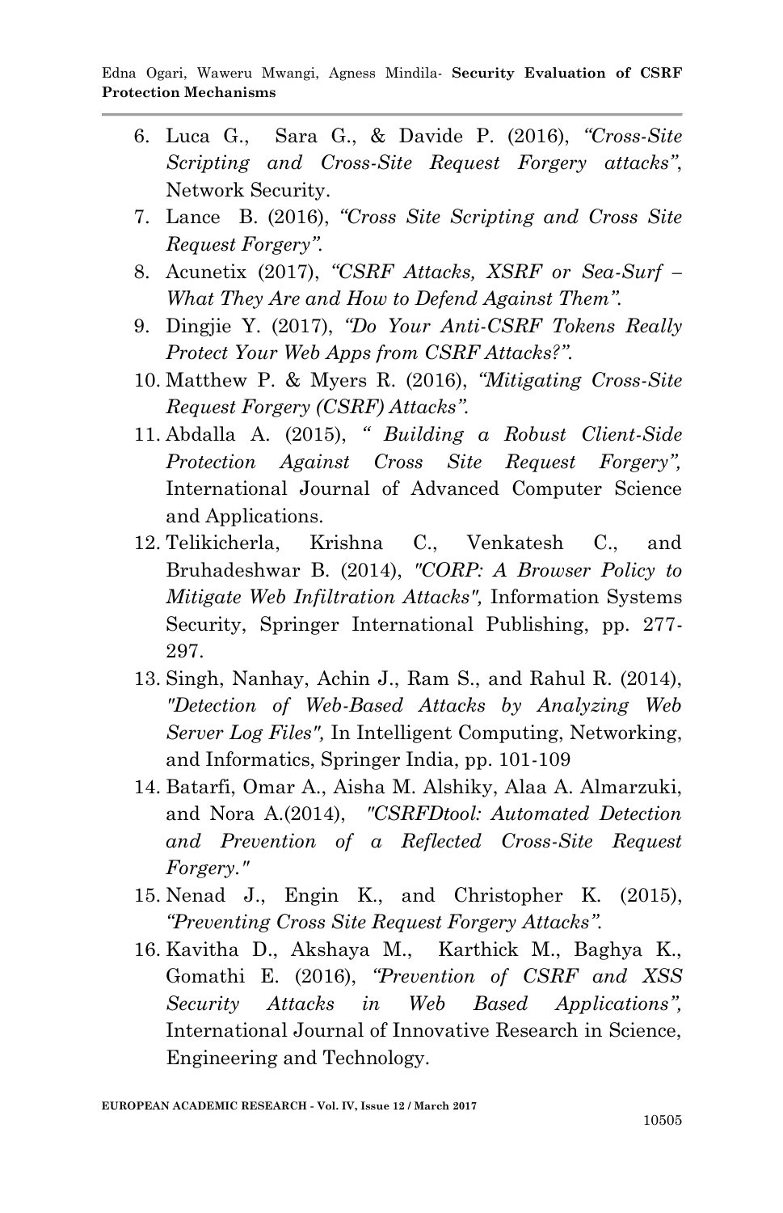6. Luca G., Sara G., & Davide P. (2016), *"Cross-Site Scripting and Cross-Site Request Forgery attacks"*, Network Security.
7. Lance B. (2016), *"Cross Site Scripting and Cross Site Request Forgery".*
8. Acunetix (2017), *"CSRF Attacks, XSRF or Sea-Surf – What They Are and How to Defend Against Them".*
9. Dingjie Y. (2017), *"Do Your Anti-CSRF Tokens Really Protect Your Web Apps from CSRF Attacks?".*
10. Matthew P. & Myers R. (2016), *"Mitigating Cross-Site Request Forgery (CSRF) Attacks".*
11. Abdalla A. (2015), *" Building a Robust Client-Side Protection Against Cross Site Request Forgery",* International Journal of Advanced Computer Science and Applications.
12. Telikicherla, Krishna C., Venkatesh C., and Bruhadeshwar B. (2014), *"CORP: A Browser Policy to Mitigate Web Infiltration Attacks",* Information Systems Security, Springer International Publishing, pp. 277-297.
13. Singh, Nanhay, Achin J., Ram S., and Rahul R. (2014), *"Detection of Web-Based Attacks by Analyzing Web Server Log Files",* In Intelligent Computing, Networking, and Informatics, Springer India, pp. 101-109
14. Batarfi, Omar A., Aisha M. Alshiky, Alaa A. Almarzuki, and Nora A.(2014), *"CSRFDtool: Automated Detection and Prevention of a Reflected Cross-Site Request Forgery."*
15. Nenad J., Engin K., and Christopher K. (2015), *"Preventing Cross Site Request Forgery Attacks".*
16. Kavitha D., Akshaya M., Karthick M., Baghya K., Gomathi E. (2016), *"Prevention of CSRF and XSS Security Attacks in Web Based Applications",* International Journal of Innovative Research in Science, Engineering and Technology.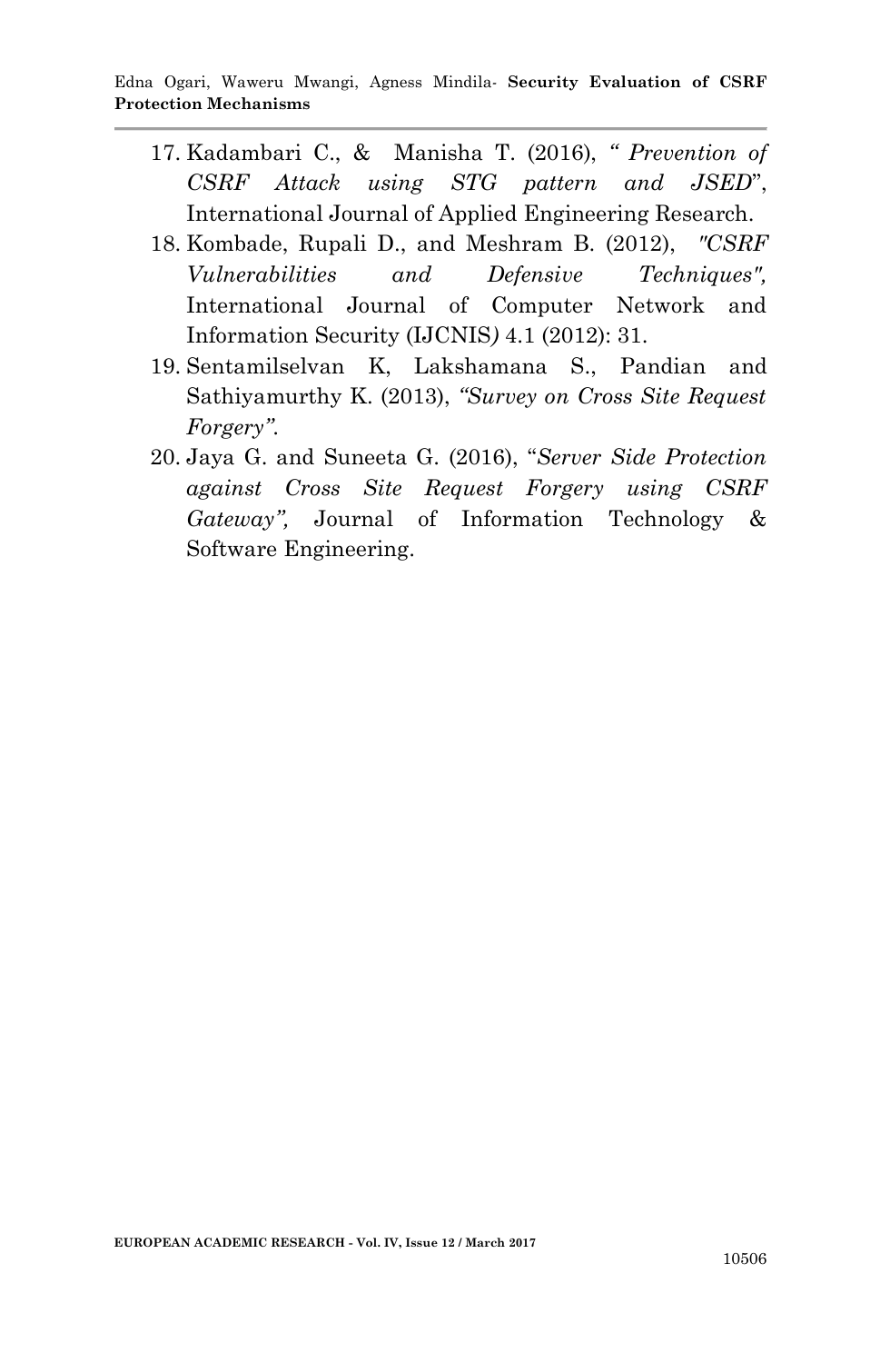17. Kadambari C., & Manisha T. (2016), *" Prevention of CSRF Attack using STG pattern and JSED*", International Journal of Applied Engineering Research.
18. Kombade, Rupali D., and Meshram B. (2012), *"CSRF Vulnerabilities and Defensive Techniques",* International Journal of Computer Network and Information Security (IJCNIS*)* 4.1 (2012): 31.
19. Sentamilselvan K, Lakshamana S., Pandian and Sathiyamurthy K. (2013), *"Survey on Cross Site Request Forgery".*
20. Jaya G. and Suneeta G. (2016), "*Server Side Protection against Cross Site Request Forgery using CSRF Gateway",* Journal of Information Technology & Software Engineering.